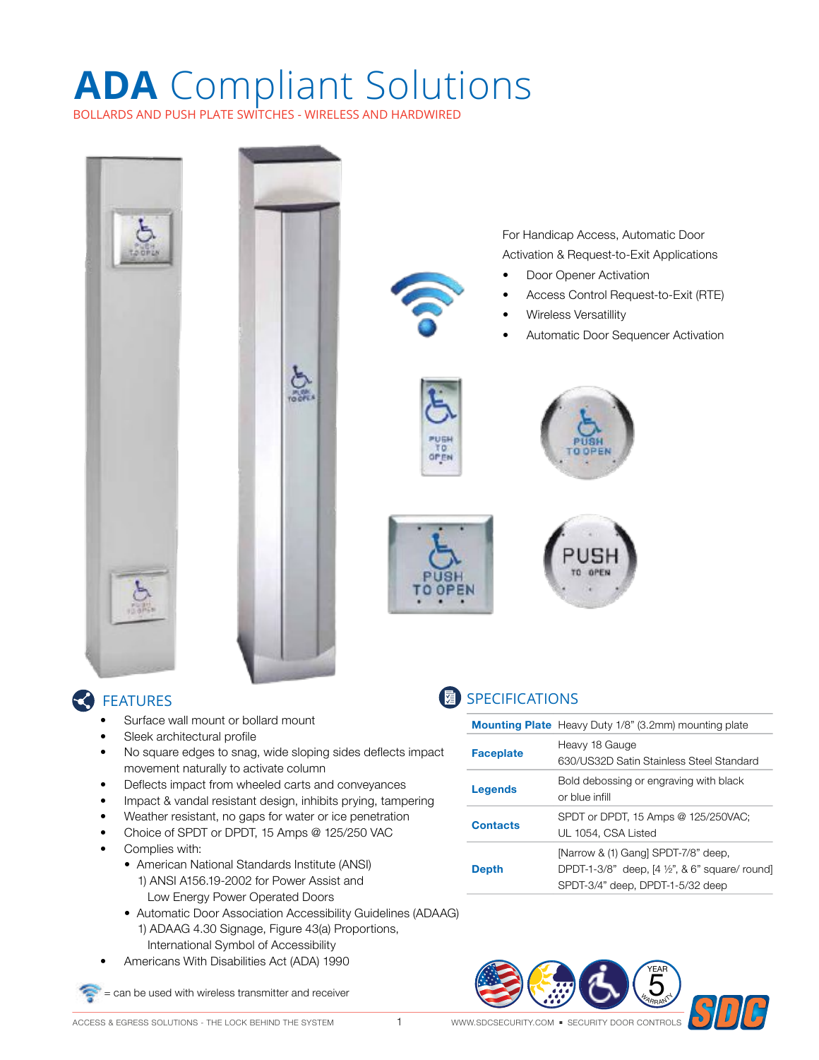# ADA Compliant Solutions

BOLLARDS AND PUSH PLATE SWITCHES - WIRELESS AND HARDWIRED

For Handicap Access, Automatic Door Activation & Request-to-Exit Applications

- Door Opener Activation
- Access Control Request-to-Exit (RTE)
- Wireless Versatillity
- Automatic Door Sequencer Activation

## FEATURES

- Surface wall mount or bollard mount
- Sleek architectural profile
- No square edges to snag, wide sloping sides deflects impact movement naturally to activate column
- Deflects impact from wheeled carts and conveyances
- Impact & vandal resistant design, inhibits prying, tampering
- Weather resistant, no gaps for water or ice penetration
- Choice of SPDT or DPDT, 15 Amps @ 125/250 VAC
- Complies with:
  - American National Standards Institute (ANSI)
    1) ANSI A156.19-2002 for Power Assist and Low Energy Power Operated Doors
  - Automatic Door Association Accessibility Guidelines (ADAAG)
    1) ADAAG 4.30 Signage, Figure 43(a) Proportions, International Symbol of Accessibility
- Americans With Disabilities Act (ADA) 1990

= can be used with wireless transmitter and receiver

## SPECIFICATIONS

| | |
|---|---|
| **Mounting Plate** | Heavy Duty 1/8" (3.2mm) mounting plate |
| **Faceplate** | Heavy 18 Gauge 630/US32D Satin Stainless Steel Standard |
| **Legends** | Bold debossing or engraving with black or blue infill |
| **Contacts** | SPDT or DPDT, 15 Amps @ 125/250VAC; UL 1054, CSA Listed |
| **Depth** | [Narrow & (1) Gang] SPDT-7/8" deep, DPDT-1-3/8" deep, [4 ½", & 6" square/ round] SPDT-3/4" deep, DPDT-1-5/32 deep |

YEAR 5 WARRANTY

SDC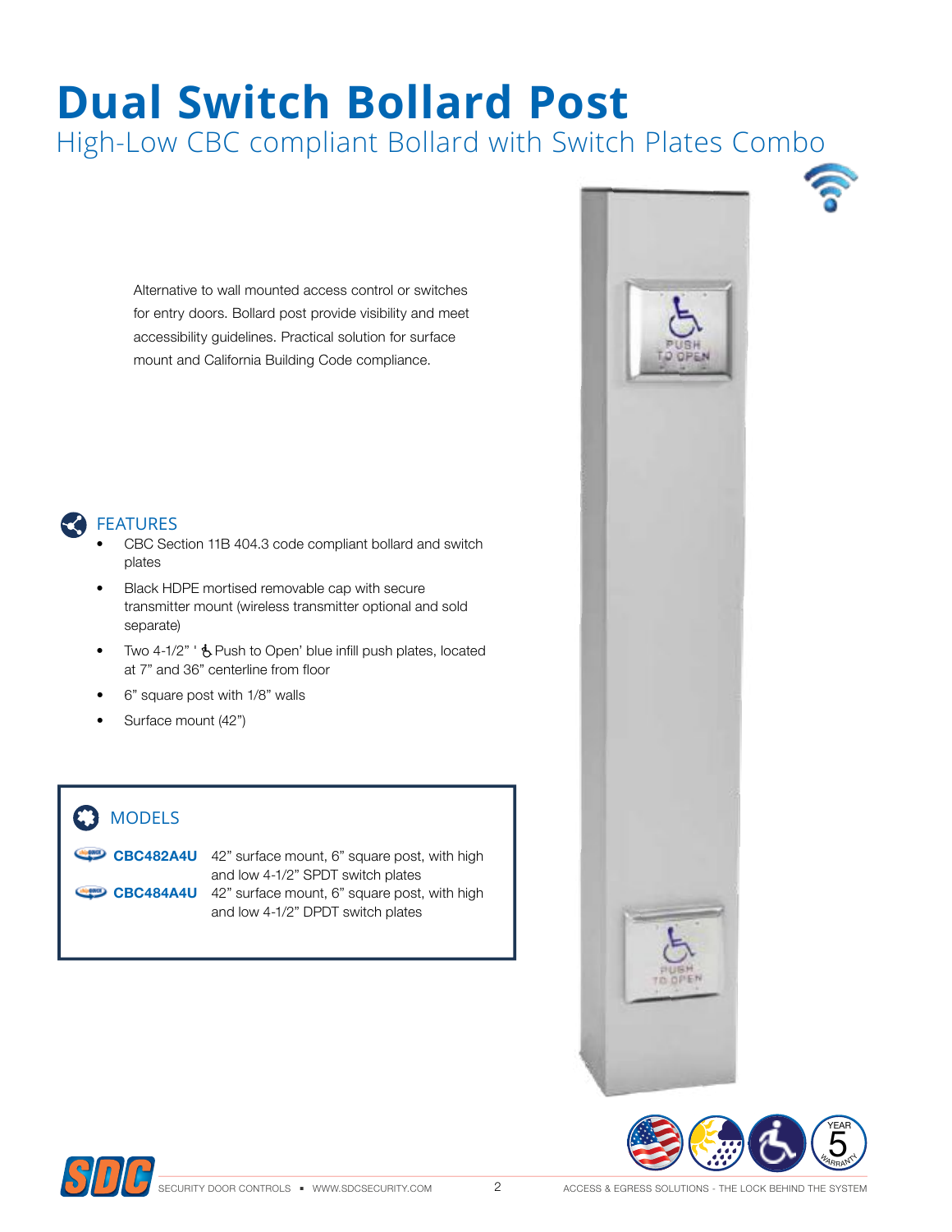# Dual Switch Bollard Post

## High-Low CBC compliant Bollard with Switch Plates Combo

Alternative to wall mounted access control or switches for entry doors. Bollard post provide visibility and meet accessibility guidelines. Practical solution for surface mount and California Building Code compliance.

### FEATURES

- CBC Section 11B 404.3 code compliant bollard and switch plates
- Black HDPE mortised removable cap with secure transmitter mount (wireless transmitter optional and sold separate)
- Two 4-1/2" '♿ Push to Open' blue infill push plates, located at 7" and 36" centerline from floor
- 6" square post with 1/8" walls
- Surface mount (42")

### MODELS

| Model | Description |
|---|---|
| **CBC482A4U** | 42" surface mount, 6" square post, with high and low 4-1/2" SPDT switch plates |
| **CBC484A4U** | 42" surface mount, 6" square post, with high and low 4-1/2" DPDT switch plates |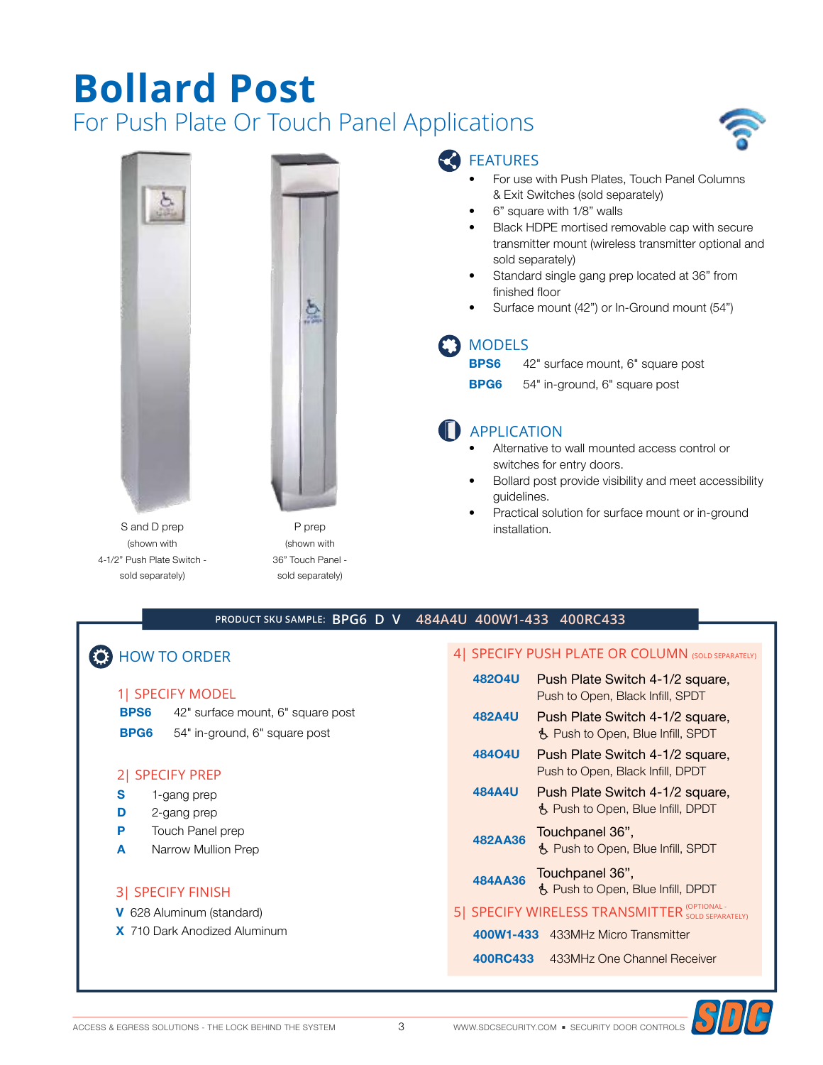# Bollard Post

## For Push Plate Or Touch Panel Applications

S and D prep
(shown with
4-1/2" Push Plate Switch -
sold separately)

P prep
(shown with
36" Touch Panel -
sold separately)

### FEATURES

- For use with Push Plates, Touch Panel Columns & Exit Switches (sold separately)
- 6" square with 1/8" walls
- Black HDPE mortised removable cap with secure transmitter mount (wireless transmitter optional and sold separately)
- Standard single gang prep located at 36" from finished floor
- Surface mount (42") or In-Ground mount (54")

### MODELS

**BPS6** 42" surface mount, 6" square post
**BPG6** 54" in-ground, 6" square post

### APPLICATION

- Alternative to wall mounted access control or switches for entry doors.
- Bollard post provide visibility and meet accessibility guidelines.
- Practical solution for surface mount or in-ground installation.

**PRODUCT SKU SAMPLE:** BPG6 D V 484A4U 400W1-433 400RC433

### HOW TO ORDER

#### 1| SPECIFY MODEL

**BPS6** 42" surface mount, 6" square post
**BPG6** 54" in-ground, 6" square post

#### 2| SPECIFY PREP

**S** 1-gang prep
**D** 2-gang prep
**P** Touch Panel prep
**A** Narrow Mullion Prep

#### 3| SPECIFY FINISH

**V** 628 Aluminum (standard)
**X** 710 Dark Anodized Aluminum

#### 4| SPECIFY PUSH PLATE OR COLUMN (SOLD SEPARATELY)

| | |
|---|---|
| **482O4U** | Push Plate Switch 4-1/2 square, Push to Open, Black Infill, SPDT |
| **482A4U** | Push Plate Switch 4-1/2 square, ♿ Push to Open, Blue Infill, SPDT |
| **484O4U** | Push Plate Switch 4-1/2 square, Push to Open, Black Infill, DPDT |
| **484A4U** | Push Plate Switch 4-1/2 square, ♿ Push to Open, Blue Infill, DPDT |
| **482AA36** | Touchpanel 36", ♿ Push to Open, Blue Infill, SPDT |
| **484AA36** | Touchpanel 36", ♿ Push to Open, Blue Infill, DPDT |

#### 5| SPECIFY WIRELESS TRANSMITTER (OPTIONAL - SOLD SEPARATELY)

**400W1-433** 433MHz Micro Transmitter
**400RC433** 433MHz One Channel Receiver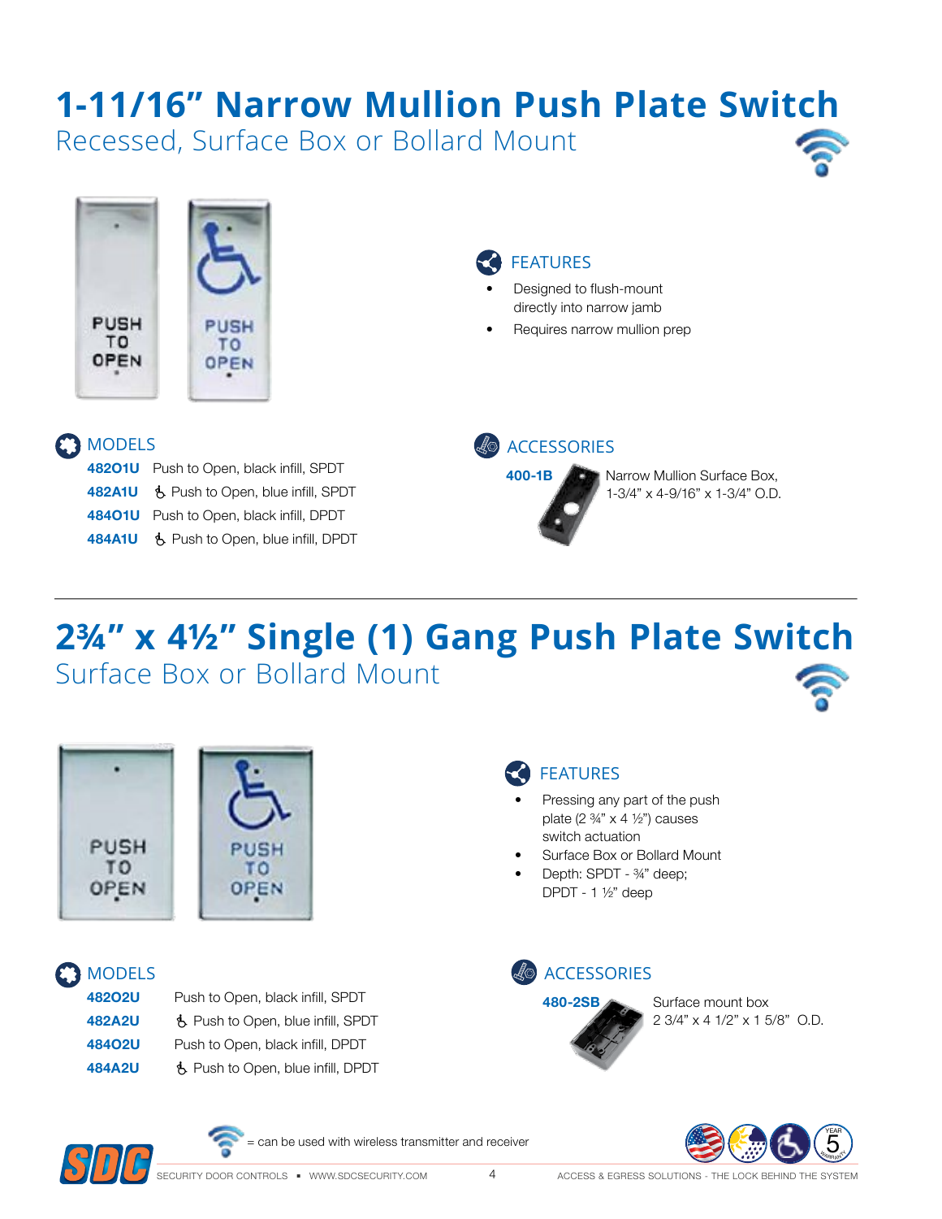# 1-11/16" Narrow Mullion Push Plate Switch

## Recessed, Surface Box or Bollard Mount

### FEATURES

- Designed to flush-mount directly into narrow jamb
- Requires narrow mullion prep

### MODELS

| Model | Description |
| --- | --- |
| **482O1U** | Push to Open, black infill, SPDT |
| **482A1U** | ♿ Push to Open, blue infill, SPDT |
| **484O1U** | Push to Open, black infill, DPDT |
| **484A1U** | ♿ Push to Open, blue infill, DPDT |

### ACCESSORIES

**400-1B** Narrow Mullion Surface Box, 1-3/4" x 4-9/16" x 1-3/4" O.D.

---

# 2¾" x 4½" Single (1) Gang Push Plate Switch

## Surface Box or Bollard Mount

### FEATURES

- Pressing any part of the push plate (2 ¾" x 4 ½") causes switch actuation
- Surface Box or Bollard Mount
- Depth: SPDT - ¾" deep; DPDT - 1 ½" deep

### MODELS

| Model | Description |
| --- | --- |
| **482O2U** | Push to Open, black infill, SPDT |
| **482A2U** | ♿ Push to Open, blue infill, SPDT |
| **484O2U** | Push to Open, black infill, DPDT |
| **484A2U** | ♿ Push to Open, blue infill, DPDT |

### ACCESSORIES

**480-2SB** Surface mount box 2 3/4" x 4 1/2" x 1 5/8" O.D.

= can be used with wireless transmitter and receiver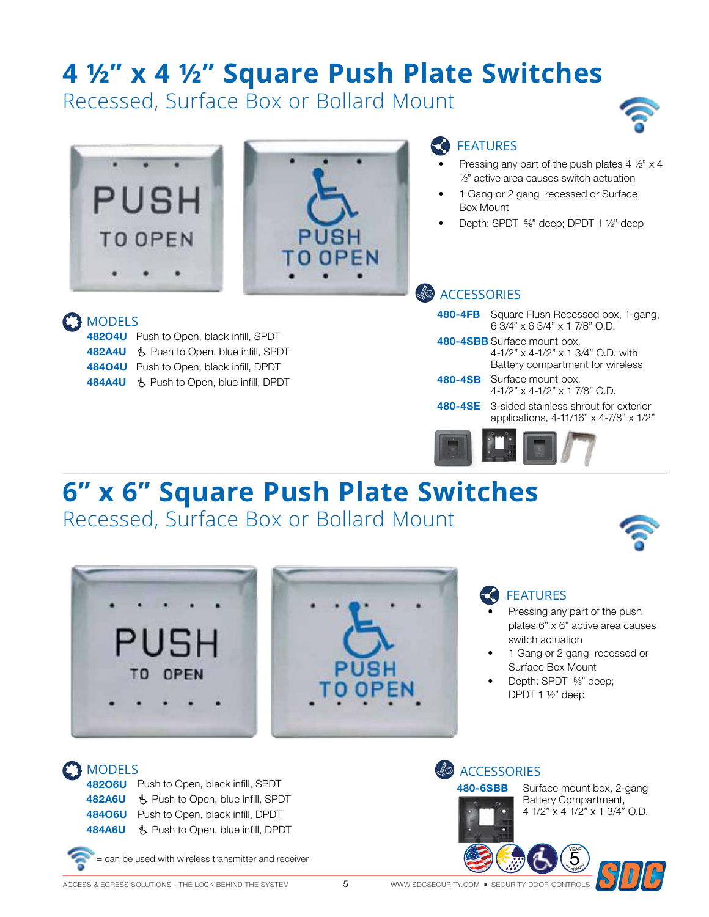# 4 ½" x 4 ½" Square Push Plate Switches

Recessed, Surface Box or Bollard Mount

## FEATURES

- Pressing any part of the push plates 4 ½" x 4 ½" active area causes switch actuation
- 1 Gang or 2 gang recessed or Surface Box Mount
- Depth: SPDT ⅝" deep; DPDT 1 ½" deep

## MODELS

| Model | Description |
|---|---|
| **48204U** | Push to Open, black infill, SPDT |
| **482A4U** | ♿ Push to Open, blue infill, SPDT |
| **48404U** | Push to Open, black infill, DPDT |
| **484A4U** | ♿ Push to Open, blue infill, DPDT |

## ACCESSORIES

| Model | Description |
|---|---|
| **480-4FB** | Square Flush Recessed box, 1-gang, 6 3/4" x 6 3/4" x 1 7/8" O.D. |
| **480-4SBB** | Surface mount box, 4-1/2" x 4-1/2" x 1 3/4" O.D. with Battery compartment for wireless |
| **480-4SB** | Surface mount box, 4-1/2" x 4-1/2" x 1 7/8" O.D. |
| **480-4SE** | 3-sided stainless shrout for exterior applications, 4-11/16" x 4-7/8" x 1/2" |

# 6" x 6" Square Push Plate Switches

Recessed, Surface Box or Bollard Mount

## FEATURES

- Pressing any part of the push plates 6" x 6" active area causes switch actuation
- 1 Gang or 2 gang recessed or Surface Box Mount
- Depth: SPDT ⅝" deep; DPDT 1 ½" deep

## MODELS

| Model | Description |
|---|---|
| **48206U** | Push to Open, black infill, SPDT |
| **482A6U** | ♿ Push to Open, blue infill, SPDT |
| **48406U** | Push to Open, black infill, DPDT |
| **484A6U** | ♿ Push to Open, blue infill, DPDT |

= can be used with wireless transmitter and receiver

## ACCESSORIES

| Model | Description |
|---|---|
| **480-6SBB** | Surface mount box, 2-gang Battery Compartment, 4 1/2" x 4 1/2" x 1 3/4" O.D. |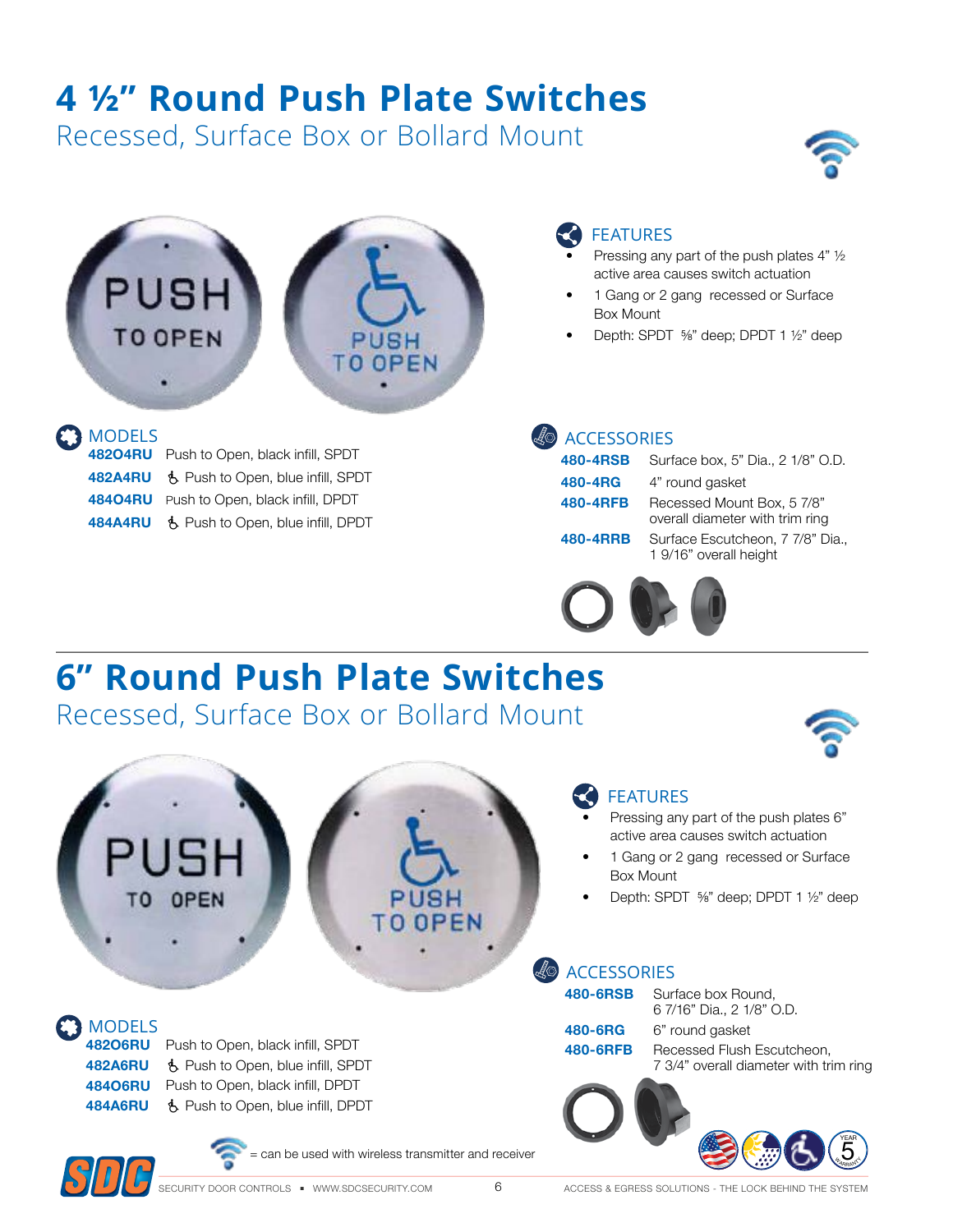# 4 ½" Round Push Plate Switches

Recessed, Surface Box or Bollard Mount

### FEATURES

- Pressing any part of the push plates 4" ½ active area causes switch actuation
- 1 Gang or 2 gang recessed or Surface Box Mount
- Depth: SPDT ⅝" deep; DPDT 1 ½" deep

### MODELS

| | |
|---|---|
| **482O4RU** | Push to Open, black infill, SPDT |
| **482A4RU** | ♿ Push to Open, blue infill, SPDT |
| **484O4RU** | Push to Open, black infill, DPDT |
| **484A4RU** | ♿ Push to Open, blue infill, DPDT |

### ACCESSORIES

| | |
|---|---|
| **480-4RSB** | Surface box, 5" Dia., 2 1/8" O.D. |
| **480-4RG** | 4" round gasket |
| **480-4RFB** | Recessed Mount Box, 5 7/8" overall diameter with trim ring |
| **480-4RRB** | Surface Escutcheon, 7 7/8" Dia., 1 9/16" overall height |

# 6" Round Push Plate Switches

Recessed, Surface Box or Bollard Mount

### FEATURES

- Pressing any part of the push plates 6" active area causes switch actuation
- 1 Gang or 2 gang recessed or Surface Box Mount
- Depth: SPDT ⅝" deep; DPDT 1 ½" deep

### MODELS

| | |
|---|---|
| **482O6RU** | Push to Open, black infill, SPDT |
| **482A6RU** | ♿ Push to Open, blue infill, SPDT |
| **484O6RU** | Push to Open, black infill, DPDT |
| **484A6RU** | ♿ Push to Open, blue infill, DPDT |

### ACCESSORIES

| | |
|---|---|
| **480-6RSB** | Surface box Round, 6 7/16" Dia., 2 1/8" O.D. |
| **480-6RG** | 6" round gasket |
| **480-6RFB** | Recessed Flush Escutcheon, 7 3/4" overall diameter with trim ring |

= can be used with wireless transmitter and receiver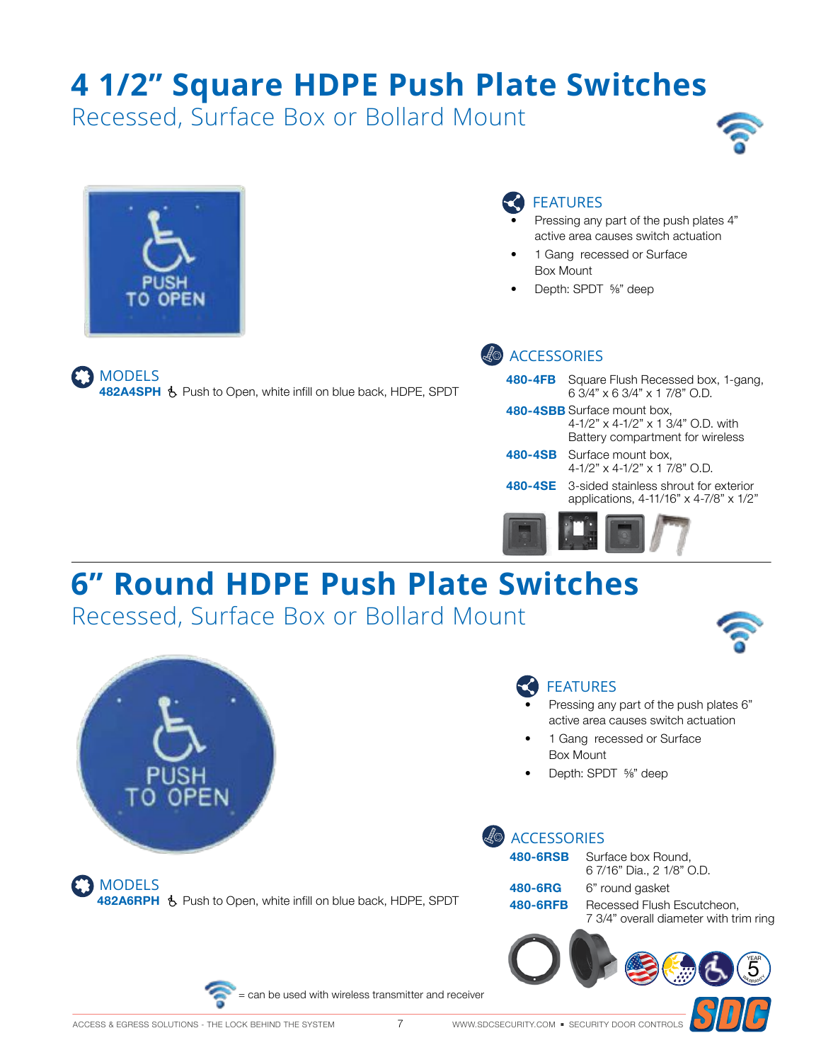# 4 1/2" Square HDPE Push Plate Switches

Recessed, Surface Box or Bollard Mount

## FEATURES

- Pressing any part of the push plates 4" active area causes switch actuation
- 1 Gang recessed or Surface Box Mount
- Depth: SPDT ⅝" deep

## MODELS

**482A4SPH** ♿ Push to Open, white infill on blue back, HDPE, SPDT

## ACCESSORIES

| | |
|---|---|
| **480-4FB** | Square Flush Recessed box, 1-gang, 6 3/4" x 6 3/4" x 1 7/8" O.D. |
| **480-4SBB** | Surface mount box, 4-1/2" x 4-1/2" x 1 3/4" O.D. with Battery compartment for wireless |
| **480-4SB** | Surface mount box, 4-1/2" x 4-1/2" x 1 7/8" O.D. |
| **480-4SE** | 3-sided stainless shrout for exterior applications, 4-11/16" x 4-7/8" x 1/2" |

# 6" Round HDPE Push Plate Switches

Recessed, Surface Box or Bollard Mount

## FEATURES

- Pressing any part of the push plates 6" active area causes switch actuation
- 1 Gang recessed or Surface Box Mount
- Depth: SPDT ⅝" deep

## MODELS

**482A6RPH** ♿ Push to Open, white infill on blue back, HDPE, SPDT

## ACCESSORIES

| | |
|---|---|
| **480-6RSB** | Surface box Round, 6 7/16" Dia., 2 1/8" O.D. |
| **480-6RG** | 6" round gasket |
| **480-6RFB** | Recessed Flush Escutcheon, 7 3/4" overall diameter with trim ring |

= can be used with wireless transmitter and receiver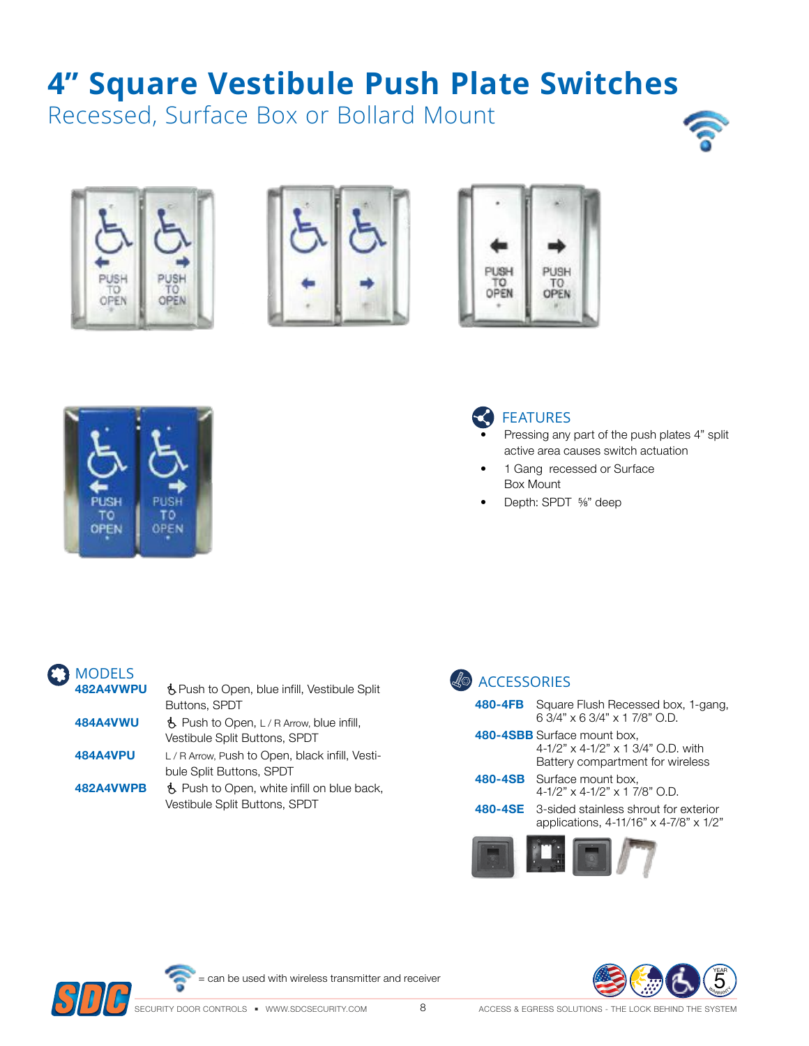# 4" Square Vestibule Push Plate Switches

## Recessed, Surface Box or Bollard Mount

### FEATURES

- Pressing any part of the push plates 4" split active area causes switch actuation
- 1 Gang recessed or Surface Box Mount
- Depth: SPDT ⅝" deep

### MODELS

**482A4VWPU** ♿ Push to Open, blue infill, Vestibule Split Buttons, SPDT

**484A4VWU** ♿ Push to Open, L / R Arrow, blue infill, Vestibule Split Buttons, SPDT

**484A4VPU** L / R Arrow, Push to Open, black infill, Vestibule Split Buttons, SPDT

**482A4VWPB** ♿ Push to Open, white infill on blue back, Vestibule Split Buttons, SPDT

### ACCESSORIES

**480-4FB** Square Flush Recessed box, 1-gang, 6 3/4" x 6 3/4" x 1 7/8" O.D.

**480-4SBB** Surface mount box, 4-1/2" x 4-1/2" x 1 3/4" O.D. with Battery compartment for wireless

**480-4SB** Surface mount box, 4-1/2" x 4-1/2" x 1 7/8" O.D.

**480-4SE** 3-sided stainless shrout for exterior applications, 4-11/16" x 4-7/8" x 1/2"

= can be used with wireless transmitter and receiver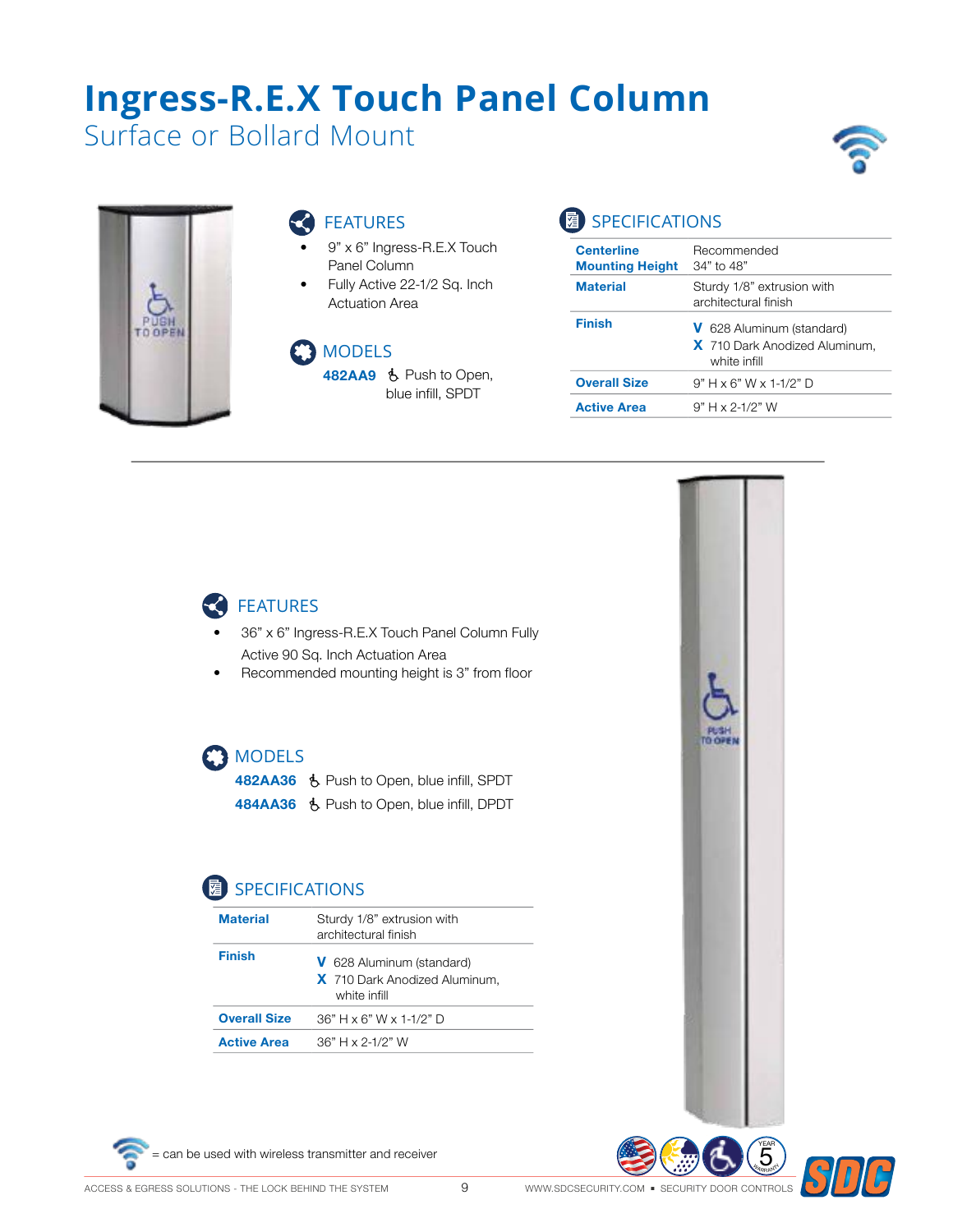# Ingress-R.E.X Touch Panel Column

## Surface or Bollard Mount

### FEATURES

- 9” x 6” Ingress-R.E.X Touch Panel Column
- Fully Active 22-1/2 Sq. Inch Actuation Area

### MODELS

**482AA9** ♿ Push to Open, blue infill, SPDT

### SPECIFICATIONS

| | |
|---|---|
| **Centerline Mounting Height** | Recommended 34” to 48” |
| **Material** | Sturdy 1/8” extrusion with architectural finish |
| **Finish** | **V** 628 Aluminum (standard)<br>**X** 710 Dark Anodized Aluminum, white infill |
| **Overall Size** | 9” H x 6” W x 1-1/2” D |
| **Active Area** | 9” H x 2-1/2” W |

---

### FEATURES

- 36” x 6” Ingress-R.E.X Touch Panel Column Fully Active 90 Sq. Inch Actuation Area
- Recommended mounting height is 3” from floor

### MODELS

**482AA36** ♿ Push to Open, blue infill, SPDT

**484AA36** ♿ Push to Open, blue infill, DPDT

### SPECIFICATIONS

| | |
|---|---|
| **Material** | Sturdy 1/8” extrusion with architectural finish |
| **Finish** | **V** 628 Aluminum (standard)<br>**X** 710 Dark Anodized Aluminum, white infill |
| **Overall Size** | 36” H x 6” W x 1-1/2” D |
| **Active Area** | 36” H x 2-1/2” W |

= can be used with wireless transmitter and receiver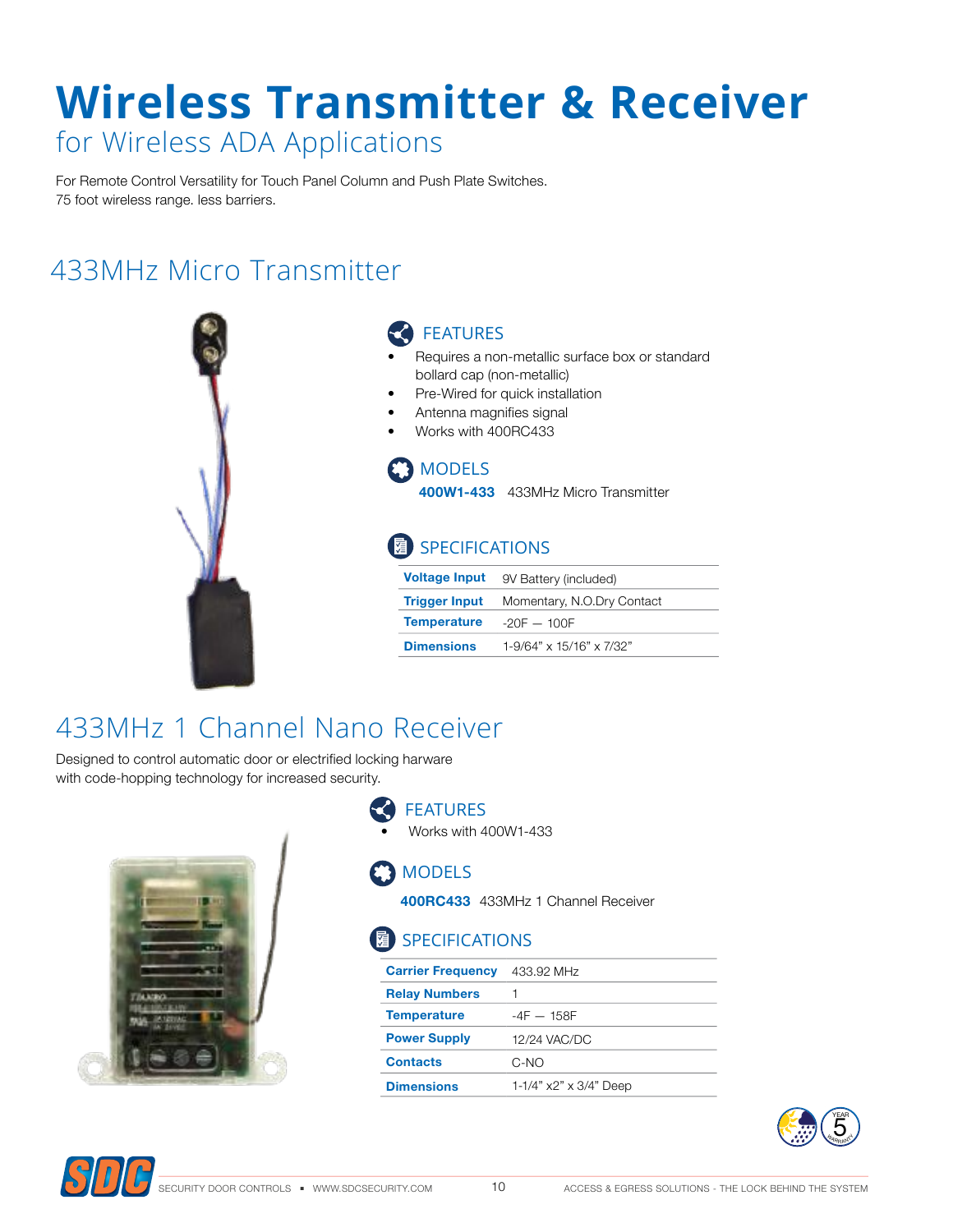# Wireless Transmitter & Receiver

## for Wireless ADA Applications

For Remote Control Versatility for Touch Panel Column and Push Plate Switches.
75 foot wireless range. less barriers.

## 433MHz Micro Transmitter

### FEATURES

- Requires a non-metallic surface box or standard bollard cap (non-metallic)
- Pre-Wired for quick installation
- Antenna magnifies signal
- Works with 400RC433

### MODELS

**400W1-433** 433MHz Micro Transmitter

### SPECIFICATIONS

| | |
|---|---|
| **Voltage Input** | 9V Battery (included) |
| **Trigger Input** | Momentary, N.O.Dry Contact |
| **Temperature** | -20F — 100F |
| **Dimensions** | 1-9/64" x 15/16" x 7/32" |

## 433MHz 1 Channel Nano Receiver

Designed to control automatic door or electrified locking harware with code-hopping technology for increased security.

### FEATURES

- Works with 400W1-433

### MODELS

**400RC433** 433MHz 1 Channel Receiver

### SPECIFICATIONS

| | |
|---|---|
| **Carrier Frequency** | 433.92 MHz |
| **Relay Numbers** | 1 |
| **Temperature** | -4F — 158F |
| **Power Supply** | 12/24 VAC/DC |
| **Contacts** | C-NO |
| **Dimensions** | 1-1/4" x2" x 3/4" Deep |

5 YEAR WARRANTY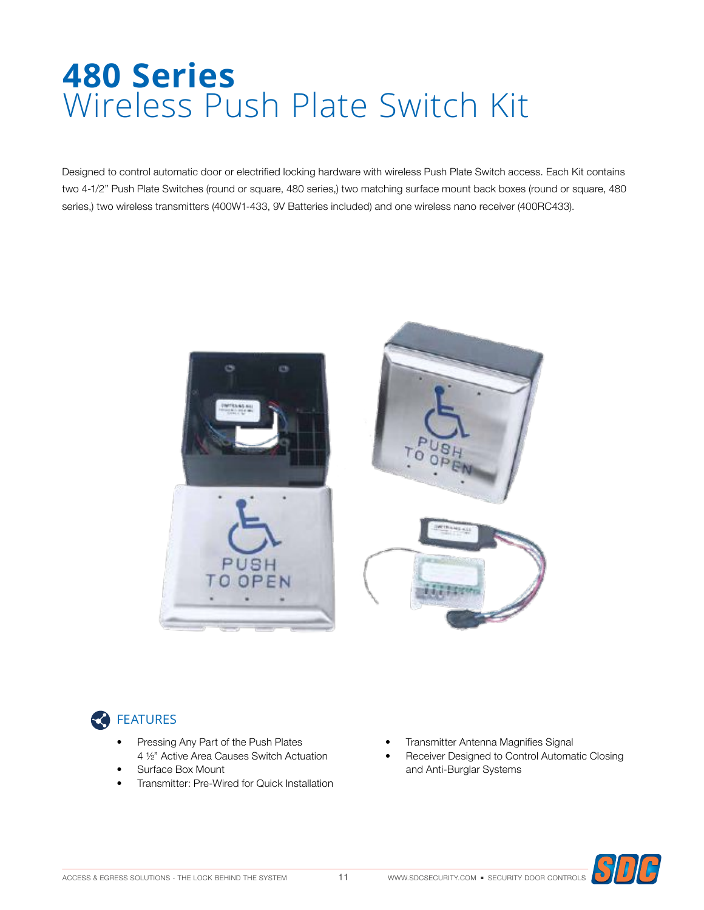# 480 Series
## Wireless Push Plate Switch Kit

Designed to control automatic door or electrified locking hardware with wireless Push Plate Switch access. Each Kit contains two 4-1/2" Push Plate Switches (round or square, 480 series,) two matching surface mount back boxes (round or square, 480 series,) two wireless transmitters (400W1-433, 9V Batteries included) and one wireless nano receiver (400RC433).

### FEATURES

- Pressing Any Part of the Push Plates 4 ½" Active Area Causes Switch Actuation
- Surface Box Mount
- Transmitter: Pre-Wired for Quick Installation
- Transmitter Antenna Magnifies Signal
- Receiver Designed to Control Automatic Closing and Anti-Burglar Systems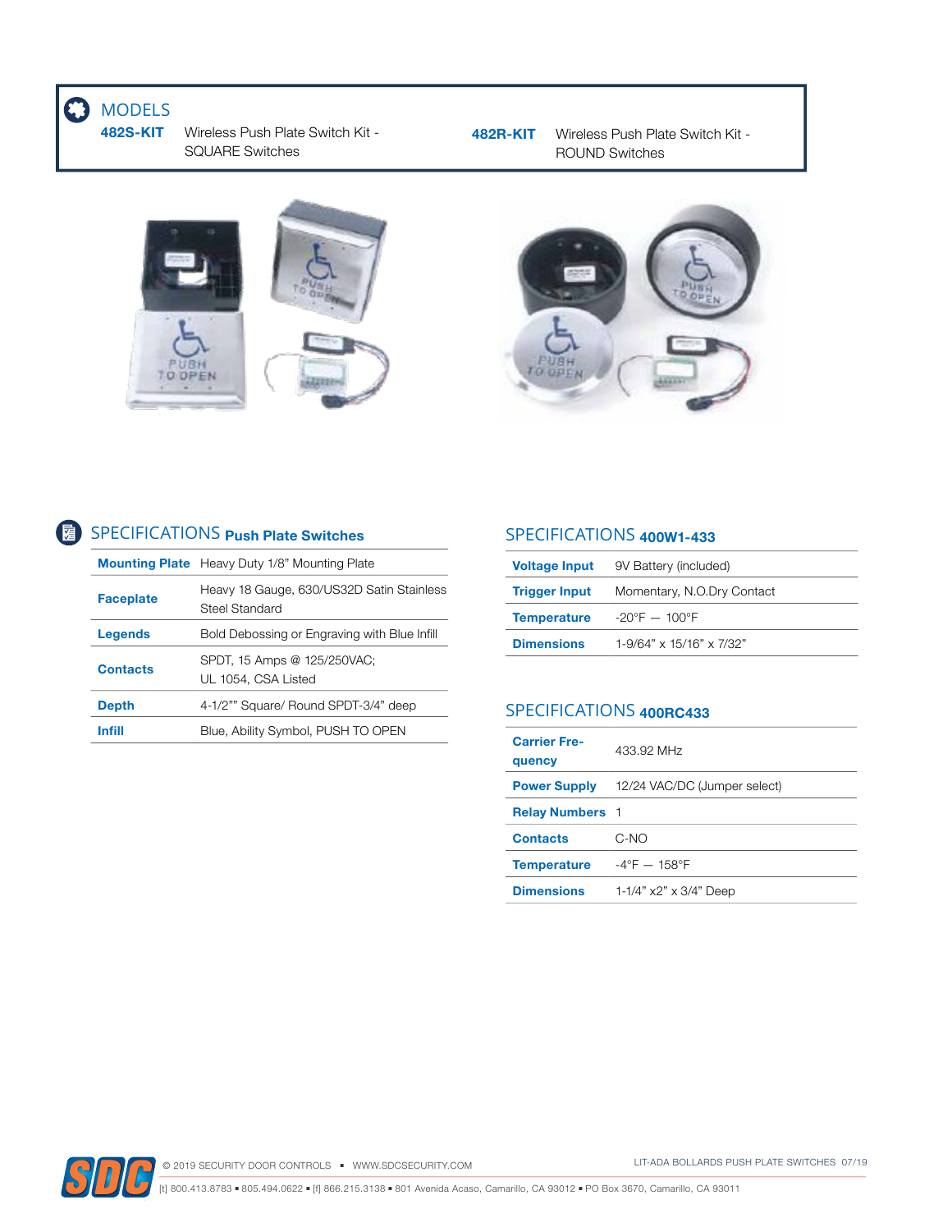## MODELS

**482S-KIT** Wireless Push Plate Switch Kit - SQUARE Switches

**482R-KIT** Wireless Push Plate Switch Kit - ROUND Switches

## SPECIFICATIONS Push Plate Switches

| | |
|---|---|
| **Mounting Plate** | Heavy Duty 1/8" Mounting Plate |
| **Faceplate** | Heavy 18 Gauge, 630/US32D Satin Stainless Steel Standard |
| **Legends** | Bold Debossing or Engraving with Blue Infill |
| **Contacts** | SPDT, 15 Amps @ 125/250VAC; UL 1054, CSA Listed |
| **Depth** | 4-1/2"" Square/ Round SPDT-3/4" deep |
| **Infill** | Blue, Ability Symbol, PUSH TO OPEN |

## SPECIFICATIONS 400W1-433

| | |
|---|---|
| **Voltage Input** | 9V Battery (included) |
| **Trigger Input** | Momentary, N.O.Dry Contact |
| **Temperature** | -20°F — 100°F |
| **Dimensions** | 1-9/64" x 15/16" x 7/32" |

## SPECIFICATIONS 400RC433

| | |
|---|---|
| **Carrier Frequency** | 433.92 MHz |
| **Power Supply** | 12/24 VAC/DC (Jumper select) |
| **Relay Numbers** | 1 |
| **Contacts** | C-NO |
| **Temperature** | -4°F — 158°F |
| **Dimensions** | 1-1/4" x2" x 3/4" Deep |

© 2019 SECURITY DOOR CONTROLS ▪ WWW.SDCSECURITY.COM

LIT-ADA BOLLARDS PUSH PLATE SWITCHES 07/19

[t] 800.413.8783 ▪ 805.494.0622 ▪ [f] 866.215.3138 ▪ 801 Avenida Acaso, Camarillo, CA 93012 ▪ PO Box 3670, Camarillo, CA 93011